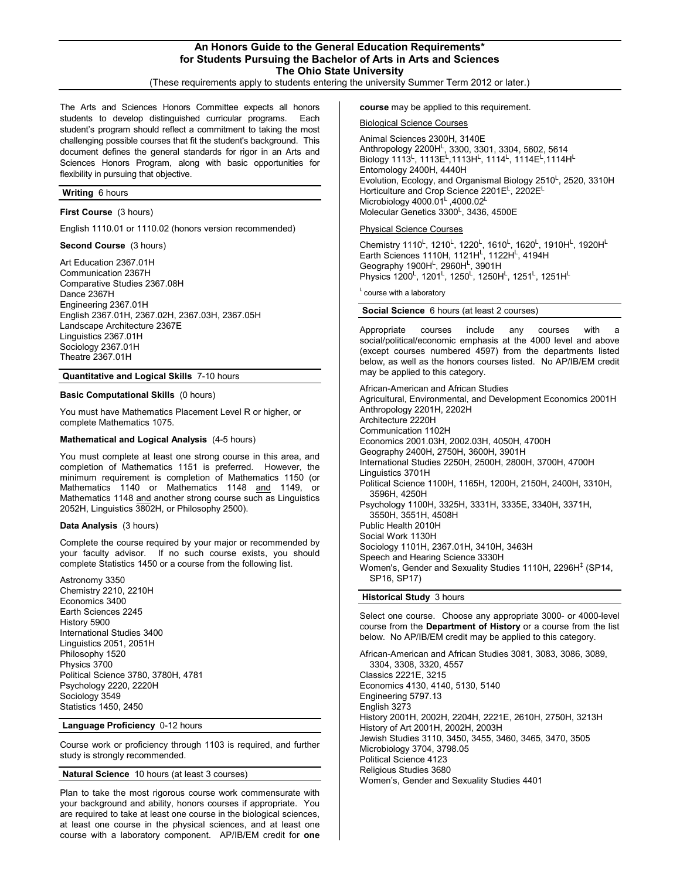# An Honors Guide to the General Education Requirements* for Students Pursuing the Bachelor of Arts in Arts and Sciences The Ohio State University

(These requirements apply to students entering the university Summer Term 2012 or later.)

The Arts and Sciences Honors Committee expects all honors students to develop distinguished curricular programs. Each student's program should reflect a commitment to taking the most challenging possible courses that fit the student's background. This document defines the general standards for rigor in an Arts and Sciences Honors Program, along with basic opportunities for flexibility in pursuing that objective.

## Writing 6 hours

**First Course** (3 hours)

English 1110.01 or 1110.02 (honors version recommended)

**Second Course** (3 hours)

Art Education 2367.01H
Communication 2367H
Comparative Studies 2367.08H
Dance 2367H
Engineering 2367.01H
English 2367.01H, 2367.02H, 2367.03H, 2367.05H
Landscape Architecture 2367E
Linguistics 2367.01H
Sociology 2367.01H
Theatre 2367.01H

## Quantitative and Logical Skills 7-10 hours

**Basic Computational Skills** (0 hours)

You must have Mathematics Placement Level R or higher, or complete Mathematics 1075.

**Mathematical and Logical Analysis** (4-5 hours)

You must complete at least one strong course in this area, and completion of Mathematics 1151 is preferred. However, the minimum requirement is completion of Mathematics 1150 (or Mathematics 1140 or Mathematics 1148 and 1149, or Mathematics 1148 and another strong course such as Linguistics 2052H, Linguistics 3802H, or Philosophy 2500).

**Data Analysis** (3 hours)

Complete the course required by your major or recommended by your faculty advisor. If no such course exists, you should complete Statistics 1450 or a course from the following list.

Astronomy 3350
Chemistry 2210, 2210H
Economics 3400
Earth Sciences 2245
History 5900
International Studies 3400
Linguistics 2051, 2051H
Philosophy 1520
Physics 3700
Political Science 3780, 3780H, 4781
Psychology 2220, 2220H
Sociology 3549
Statistics 1450, 2450

## Language Proficiency 0-12 hours

Course work or proficiency through 1103 is required, and further study is strongly recommended.

## Natural Science 10 hours (at least 3 courses)

Plan to take the most rigorous course work commensurate with your background and ability, honors courses if appropriate. You are required to take at least one course in the biological sciences, at least one course in the physical sciences, and at least one course with a laboratory component. AP/IB/EM credit for **one course** may be applied to this requirement.

Biological Science Courses

Animal Sciences 2300H, 3140E
Anthropology 2200H[L], 3300, 3301, 3304, 5602, 5614
Biology 1113[L], 1113E[L], 1113H[L], 1114[L], 1114E[L], 1114H[L]
Entomology 2400H, 4440H
Evolution, Ecology, and Organismal Biology 2510[L], 2520, 3310H
Horticulture and Crop Science 2201E[L], 2202E[L]
Microbiology 4000.01[L], 4000.02[L]
Molecular Genetics 3300[L], 3436, 4500E

Physical Science Courses

Chemistry 1110[L], 1210[L], 1220[L], 1610[L], 1620[L], 1910H[L], 1920H[L]
Earth Sciences 1110H, 1121H[L], 1122H[L], 4194H
Geography 1900H[L], 2960H[L], 3901H
Physics 1200[L], 1201[L], 1250[L], 1250H[L], 1251[L], 1251H[L]

[L] course with a laboratory

## Social Science 6 hours (at least 2 courses)

Appropriate courses include any courses with a social/political/economic emphasis at the 4000 level and above (except courses numbered 4597) from the departments listed below, as well as the honors courses listed. No AP/IB/EM credit may be applied to this category.

African-American and African Studies
Agricultural, Environmental, and Development Economics 2001H
Anthropology 2201H, 2202H
Architecture 2220H
Communication 1102H
Economics 2001.03H, 2002.03H, 4050H, 4700H
Geography 2400H, 2750H, 3600H, 3901H
International Studies 2250H, 2500H, 2800H, 3700H, 4700H
Linguistics 3701H
Political Science 1100H, 1165H, 1200H, 2150H, 2400H, 3310H, 3596H, 4250H
Psychology 1100H, 3325H, 3331H, 3335E, 3340H, 3371H, 3550H, 3551H, 4508H
Public Health 2010H
Social Work 1130H
Sociology 1101H, 2367.01H, 3410H, 3463H
Speech and Hearing Science 3330H
Women's, Gender and Sexuality Studies 1110H, 2296H‡ (SP14, SP16, SP17)

## Historical Study 3 hours

Select one course. Choose any appropriate 3000- or 4000-level course from the **Department of History** or a course from the list below. No AP/IB/EM credit may be applied to this category.

African-American and African Studies 3081, 3083, 3086, 3089, 3304, 3308, 3320, 4557
Classics 2221E, 3215
Economics 4130, 4140, 5130, 5140
Engineering 5797.13
English 3273
History 2001H, 2002H, 2204H, 2221E, 2610H, 2750H, 3213H
History of Art 2001H, 2002H, 2003H
Jewish Studies 3110, 3450, 3455, 3460, 3465, 3470, 3505
Microbiology 3704, 3798.05
Political Science 4123
Religious Studies 3680
Women's, Gender and Sexuality Studies 4401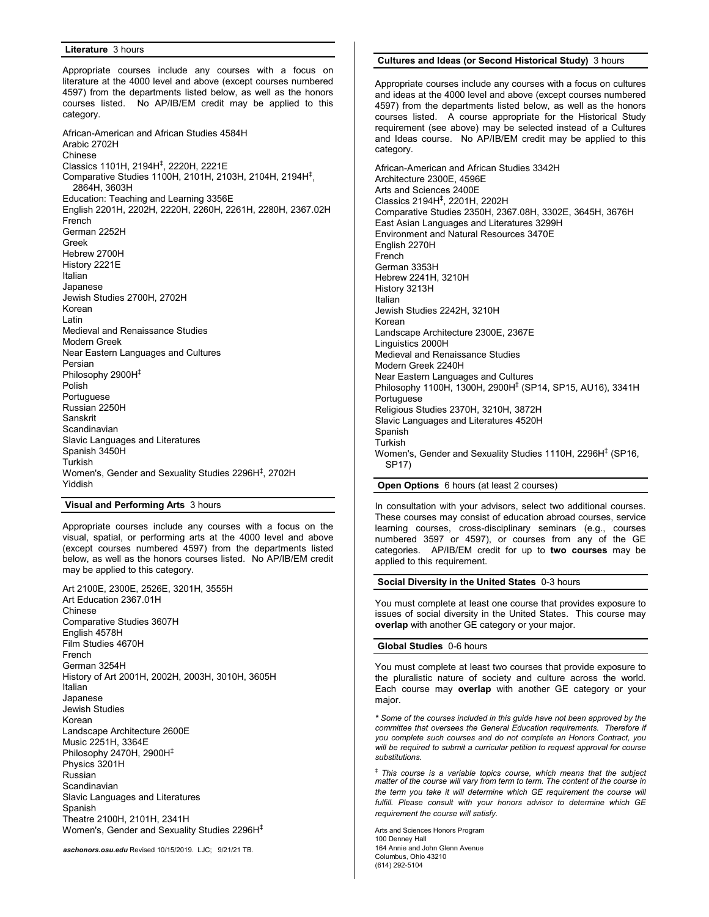## Literature 3 hours

Appropriate courses include any courses with a focus on literature at the 4000 level and above (except courses numbered 4597) from the departments listed below, as well as the honors courses listed. No AP/IB/EM credit may be applied to this category.

African-American and African Studies 4584H
Arabic 2702H
Chinese
Classics 1101H, 2194H‡, 2220H, 2221E
Comparative Studies 1100H, 2101H, 2103H, 2104H, 2194H‡, 2864H, 3603H
Education: Teaching and Learning 3356E
English 2201H, 2202H, 2220H, 2260H, 2261H, 2280H, 2367.02H
French
German 2252H
Greek
Hebrew 2700H
History 2221E
Italian
Japanese
Jewish Studies 2700H, 2702H
Korean
Latin
Medieval and Renaissance Studies
Modern Greek
Near Eastern Languages and Cultures
Persian
Philosophy 2900H‡
Polish
Portuguese
Russian 2250H
Sanskrit
Scandinavian
Slavic Languages and Literatures
Spanish 3450H
Turkish
Women's, Gender and Sexuality Studies 2296H‡, 2702H
Yiddish

## Visual and Performing Arts 3 hours

Appropriate courses include any courses with a focus on the visual, spatial, or performing arts at the 4000 level and above (except courses numbered 4597) from the departments listed below, as well as the honors courses listed. No AP/IB/EM credit may be applied to this category.

Art 2100E, 2300E, 2526E, 3201H, 3555H
Art Education 2367.01H
Chinese
Comparative Studies 3607H
English 4578H
Film Studies 4670H
French
German 3254H
History of Art 2001H, 2002H, 2003H, 3010H, 3605H
Italian
Japanese
Jewish Studies
Korean
Landscape Architecture 2600E
Music 2251H, 3364E
Philosophy 2470H, 2900H‡
Physics 3201H
Russian
Scandinavian
Slavic Languages and Literatures
Spanish
Theatre 2100H, 2101H, 2341H
Women's, Gender and Sexuality Studies 2296H‡

## Cultures and Ideas (or Second Historical Study) 3 hours

Appropriate courses include any courses with a focus on cultures and ideas at the 4000 level and above (except courses numbered 4597) from the departments listed below, as well as the honors courses listed. A course appropriate for the Historical Study requirement (see above) may be selected instead of a Cultures and Ideas course. No AP/IB/EM credit may be applied to this category.

African-American and African Studies 3342H
Architecture 2300E, 4596E
Arts and Sciences 2400E
Classics 2194H‡, 2201H, 2202H
Comparative Studies 2350H, 2367.08H, 3302E, 3645H, 3676H
East Asian Languages and Literatures 3299H
Environment and Natural Resources 3470E
English 2270H
French
German 3353H
Hebrew 2241H, 3210H
History 3213H
Italian
Jewish Studies 2242H, 3210H
Korean
Landscape Architecture 2300E, 2367E
Linguistics 2000H
Medieval and Renaissance Studies
Modern Greek 2240H
Near Eastern Languages and Cultures
Philosophy 1100H, 1300H, 2900H‡ (SP14, SP15, AU16), 3341H
Portuguese
Religious Studies 2370H, 3210H, 3872H
Slavic Languages and Literatures 4520H
Spanish
Turkish
Women's, Gender and Sexuality Studies 1110H, 2296H‡ (SP16, SP17)

## Open Options 6 hours (at least 2 courses)

In consultation with your advisors, select two additional courses. These courses may consist of education abroad courses, service learning courses, cross-disciplinary seminars (e.g., courses numbered 3597 or 4597), or courses from any of the GE categories. AP/IB/EM credit for up to **two courses** may be applied to this requirement.

## Social Diversity in the United States 0-3 hours

You must complete at least one course that provides exposure to issues of social diversity in the United States. This course may **overlap** with another GE category or your major.

## Global Studies 0-6 hours

You must complete at least two courses that provide exposure to the pluralistic nature of society and culture across the world. Each course may **overlap** with another GE category or your major.

*\* Some of the courses included in this guide have not been approved by the committee that oversees the General Education requirements. Therefore if you complete such courses and do not complete an Honors Contract, you will be required to submit a curricular petition to request approval for course substitutions.*

*‡ This course is a variable topics course, which means that the subject matter of the course will vary from term to term. The content of the course in the term you take it will determine which GE requirement the course will fulfill. Please consult with your honors advisor to determine which GE requirement the course will satisfy.*

Arts and Sciences Honors Program
100 Denney Hall
164 Annie and John Glenn Avenue
Columbus, Ohio 43210
(614) 292-5104

***aschonors.osu.edu*** Revised 10/15/2019. LJC; 9/21/21 TB.